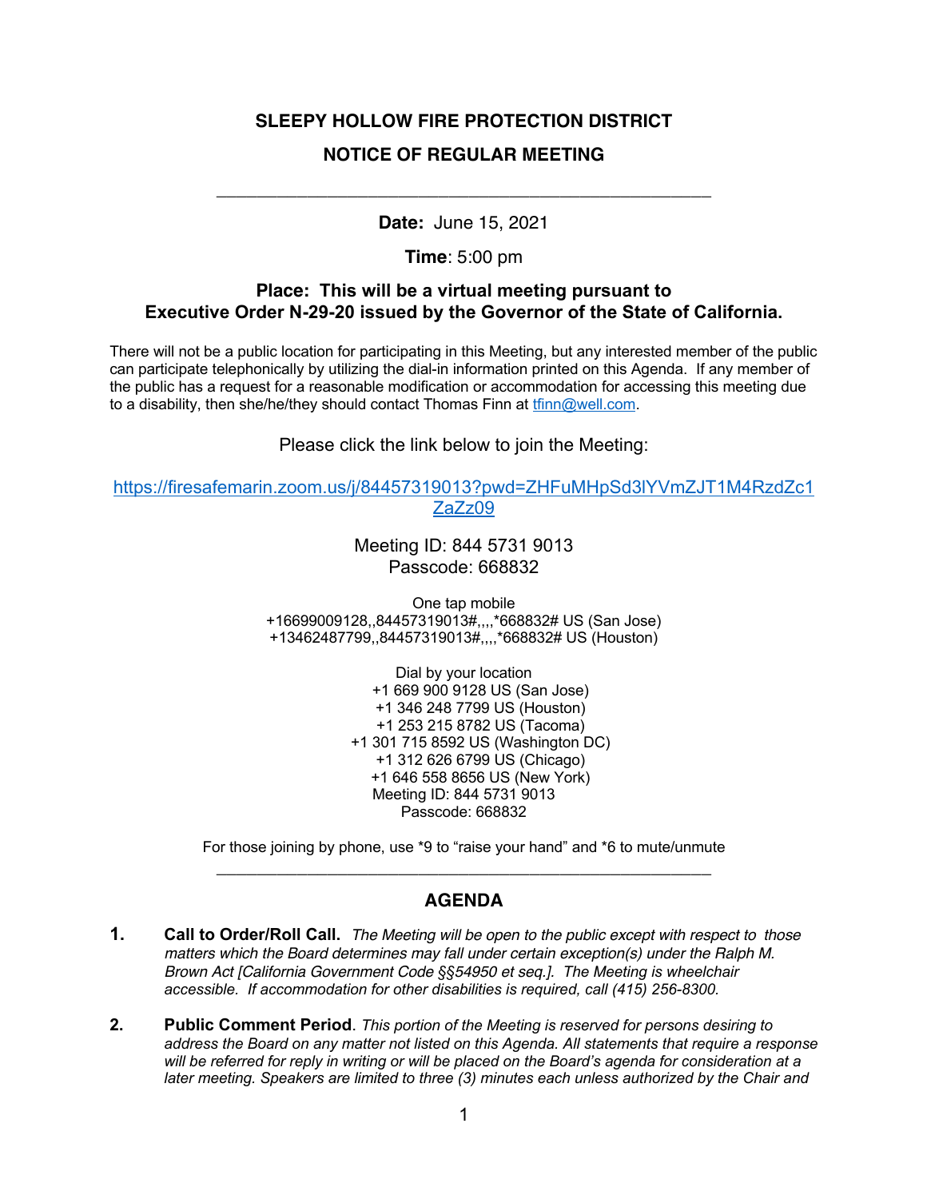# SLEEPY HOLLOW FIRE PROTECTION DISTRICT

## NOTICE OF REGULAR MEETING

---

**Date:** June 15, 2021

**Time**: 5:00 pm

**Place: This will be a virtual meeting pursuant to Executive Order N-29-20 issued by the Governor of the State of California.**

There will not be a public location for participating in this Meeting, but any interested member of the public can participate telephonically by utilizing the dial-in information printed on this Agenda. If any member of the public has a request for a reasonable modification or accommodation for accessing this meeting due to a disability, then she/he/they should contact Thomas Finn at [tfinn@well.com](mailto:tfinn@well.com).

Please click the link below to join the Meeting:

[https://firesafemarin.zoom.us/j/84457319013?pwd=ZHFuMHpSd3lYVmZJT1M4RzdZc1ZaZz09](https://firesafemarin.zoom.us/j/84457319013?pwd=ZHFuMHpSd3lYVmZJT1M4RzdZc1ZaZz09)

Meeting ID: 844 5731 9013
Passcode: 668832

One tap mobile
+16699009128,,84457319013#,,,,*668832# US (San Jose)
+13462487799,,84457319013#,,,,*668832# US (Houston)

Dial by your location
+1 669 900 9128 US (San Jose)
+1 346 248 7799 US (Houston)
+1 253 215 8782 US (Tacoma)
+1 301 715 8592 US (Washington DC)
+1 312 626 6799 US (Chicago)
+1 646 558 8656 US (New York)
Meeting ID: 844 5731 9013
Passcode: 668832

For those joining by phone, use *9 to "raise your hand" and *6 to mute/unmute

---

## AGENDA

1. **Call to Order/Roll Call.** *The Meeting will be open to the public except with respect to those matters which the Board determines may fall under certain exception(s) under the Ralph M. Brown Act [California Government Code §§54950 et seq.]. The Meeting is wheelchair accessible. If accommodation for other disabilities is required, call (415) 256-8300.*

2. **Public Comment Period**. *This portion of the Meeting is reserved for persons desiring to address the Board on any matter not listed on this Agenda. All statements that require a response will be referred for reply in writing or will be placed on the Board's agenda for consideration at a later meeting. Speakers are limited to three (3) minutes each unless authorized by the Chair and*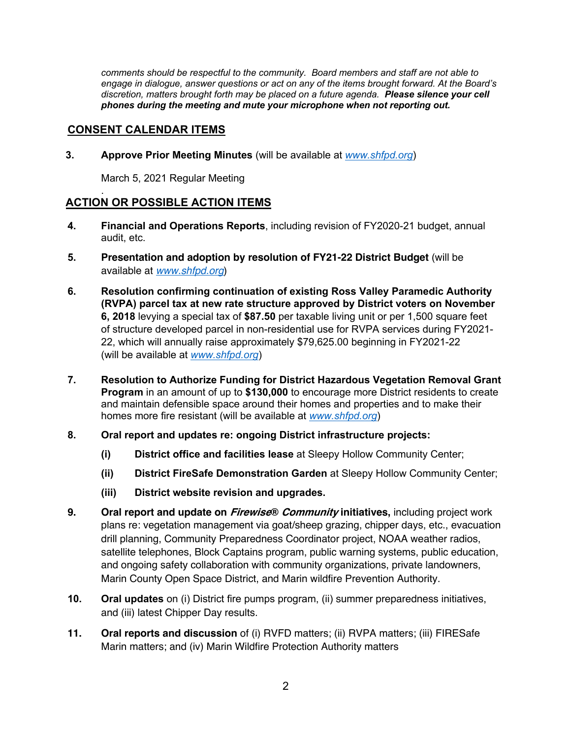*comments should be respectful to the community. Board members and staff are not able to engage in dialogue, answer questions or act on any of the items brought forward. At the Board's discretion, matters brought forth may be placed on a future agenda.* ***Please silence your cell phones during the meeting and mute your microphone when not reporting out.***

## CONSENT CALENDAR ITEMS

**3. Approve Prior Meeting Minutes** (will be available at *www.shfpd.org*)

March 5, 2021 Regular Meeting

.

## ACTION OR POSSIBLE ACTION ITEMS

**4. Financial and Operations Reports**, including revision of FY2020-21 budget, annual audit, etc.

**5. Presentation and adoption by resolution of FY21-22 District Budget** (will be available at *www.shfpd.org*)

**6. Resolution confirming continuation of existing Ross Valley Paramedic Authority (RVPA) parcel tax at new rate structure approved by District voters on November 6, 2018** levying a special tax of **$87.50** per taxable living unit or per 1,500 square feet of structure developed parcel in non-residential use for RVPA services during FY2021-22, which will annually raise approximately $79,625.00 beginning in FY2021-22 (will be available at *www.shfpd.org*)

**7. Resolution to Authorize Funding for District Hazardous Vegetation Removal Grant Program** in an amount of up to **$130,000** to encourage more District residents to create and maintain defensible space around their homes and properties and to make their homes more fire resistant (will be available at *www.shfpd.org*)

**8. Oral report and updates re: ongoing District infrastructure projects:**

- **(i) District office and facilities lease** at Sleepy Hollow Community Center;
- **(ii) District FireSafe Demonstration Garden** at Sleepy Hollow Community Center;
- **(iii) District website revision and upgrades.**

**9. Oral report and update on *Firewise® Community* initiatives,** including project work plans re: vegetation management via goat/sheep grazing, chipper days, etc., evacuation drill planning, Community Preparedness Coordinator project, NOAA weather radios, satellite telephones, Block Captains program, public warning systems, public education, and ongoing safety collaboration with community organizations, private landowners, Marin County Open Space District, and Marin wildfire Prevention Authority.

**10. Oral updates** on (i) District fire pumps program, (ii) summer preparedness initiatives, and (iii) latest Chipper Day results.

**11. Oral reports and discussion** of (i) RVFD matters; (ii) RVPA matters; (iii) FIRESafe Marin matters; and (iv) Marin Wildfire Protection Authority matters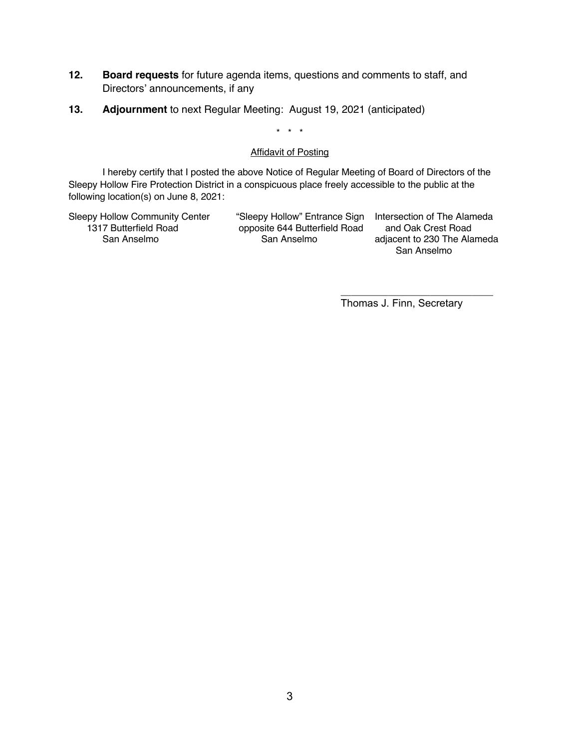**12.** **Board requests** for future agenda items, questions and comments to staff, and Directors' announcements, if any

**13.** **Adjournment** to next Regular Meeting: August 19, 2021 (anticipated)

\* \* \*

<u>Affidavit of Posting</u>

I hereby certify that I posted the above Notice of Regular Meeting of Board of Directors of the Sleepy Hollow Fire Protection District in a conspicuous place freely accessible to the public at the following location(s) on June 8, 2021:

| | | |
|---|---|---|
| Sleepy Hollow Community Center<br>1317 Butterfield Road<br>San Anselmo | "Sleepy Hollow" Entrance Sign<br>opposite 644 Butterfield Road<br>San Anselmo | Intersection of The Alameda<br>and Oak Crest Road<br>adjacent to 230 The Alameda<br>San Anselmo |

\_\_\_\_\_\_\_\_\_\_\_\_\_\_\_\_\_\_\_\_\_\_\_\_\_\_\_\_

Thomas J. Finn, Secretary